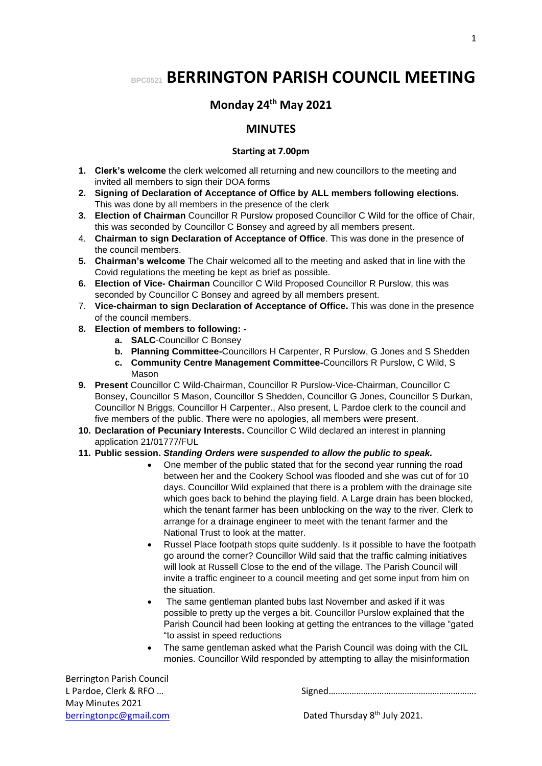# BPC0521 BERRINGTON PARISH COUNCIL MEETING

## Monday 24th May 2021

## MINUTES

**Starting at 7.00pm**

1. **Clerk's welcome** the clerk welcomed all returning and new councillors to the meeting and invited all members to sign their DOA forms
2. **Signing of Declaration of Acceptance of Office by ALL members following elections.** This was done by all members in the presence of the clerk
3. **Election of Chairman** Councillor R Purslow proposed Councillor C Wild for the office of Chair, this was seconded by Councillor C Bonsey and agreed by all members present.
4. **Chairman to sign Declaration of Acceptance of Office**. This was done in the presence of the council members.
5. **Chairman's welcome** The Chair welcomed all to the meeting and asked that in line with the Covid regulations the meeting be kept as brief as possible.
6. **Election of Vice- Chairman** Councillor C Wild Proposed Councillor R Purslow, this was seconded by Councillor C Bonsey and agreed by all members present.
7. **Vice-chairman to sign Declaration of Acceptance of Office.** This was done in the presence of the council members.
8. **Election of members to following: -**
   a. **SALC**-Councillor C Bonsey
   b. **Planning Committee-**Councillors H Carpenter, R Purslow, G Jones and S Shedden
   c. **Community Centre Management Committee-**Councillors R Purslow, C Wild, S Mason
9. **Present** Councillor C Wild-Chairman, Councillor R Purslow-Vice-Chairman, Councillor C Bonsey, Councillor S Mason, Councillor S Shedden, Councillor G Jones, Councillor S Durkan, Councillor N Briggs, Councillor H Carpenter., Also present, L Pardoe clerk to the council and five members of the public. **T**here were no apologies, all members were present.
10. **Declaration of Pecuniary Interests.** Councillor C Wild declared an interest in planning application 21/01777/FUL
11. **Public session.** ***Standing Orders were suspended to allow the public to speak.***
    - One member of the public stated that for the second year running the road between her and the Cookery School was flooded and she was cut of for 10 days. Councillor Wild explained that there is a problem with the drainage site which goes back to behind the playing field. A Large drain has been blocked, which the tenant farmer has been unblocking on the way to the river. Clerk to arrange for a drainage engineer to meet with the tenant farmer and the National Trust to look at the matter.
    - Russel Place footpath stops quite suddenly. Is it possible to have the footpath go around the corner? Councillor Wild said that the traffic calming initiatives will look at Russell Close to the end of the village. The Parish Council will invite a traffic engineer to a council meeting and get some input from him on the situation.
    - The same gentleman planted bubs last November and asked if it was possible to pretty up the verges a bit. Councillor Purslow explained that the Parish Council had been looking at getting the entrances to the village "gated "to assist in speed reductions
    - The same gentleman asked what the Parish Council was doing with the CIL monies. Councillor Wild responded by attempting to allay the misinformation

Berrington Parish Council
L Pardoe, Clerk & RFO …
May Minutes 2021
berringtonpc@gmail.com

Signed……………………………………………………

Dated Thursday 8th July 2021.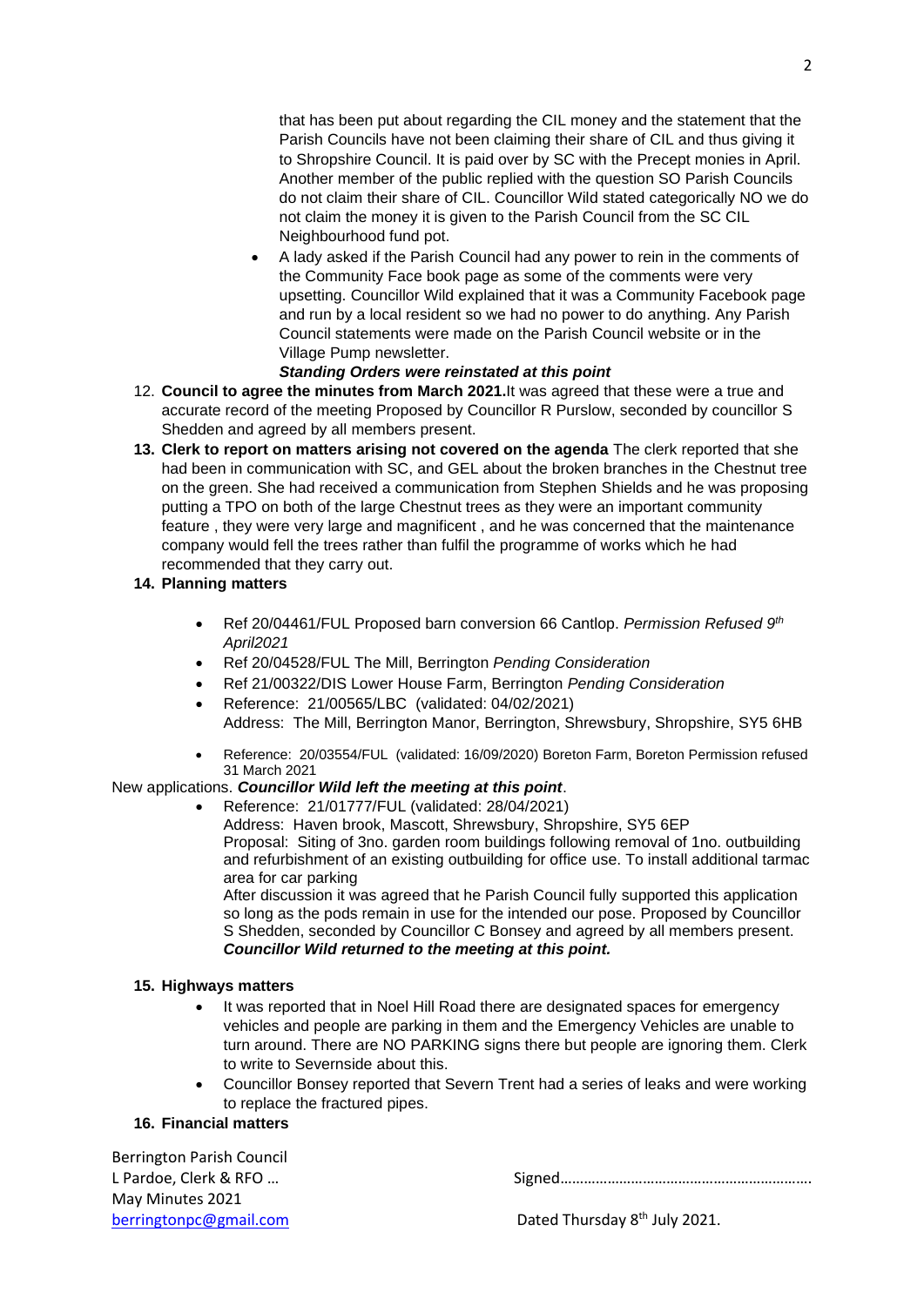that has been put about regarding the CIL money and the statement that the Parish Councils have not been claiming their share of CIL and thus giving it to Shropshire Council. It is paid over by SC with the Precept monies in April. Another member of the public replied with the question SO Parish Councils do not claim their share of CIL. Councillor Wild stated categorically NO we do not claim the money it is given to the Parish Council from the SC CIL Neighbourhood fund pot.

- A lady asked if the Parish Council had any power to rein in the comments of the Community Face book page as some of the comments were very upsetting. Councillor Wild explained that it was a Community Facebook page and run by a local resident so we had no power to do anything. Any Parish Council statements were made on the Parish Council website or in the Village Pump newsletter.

***Standing Orders were reinstated at this point***

12. **Council to agree the minutes from March 2021.** It was agreed that these were a true and accurate record of the meeting Proposed by Councillor R Purslow, seconded by councillor S Shedden and agreed by all members present.
13. **Clerk to report on matters arising not covered on the agenda** The clerk reported that she had been in communication with SC, and GEL about the broken branches in the Chestnut tree on the green. She had received a communication from Stephen Shields and he was proposing putting a TPO on both of the large Chestnut trees as they were an important community feature , they were very large and magnificent , and he was concerned that the maintenance company would fell the trees rather than fulfil the programme of works which he had recommended that they carry out.
14. **Planning matters**
    - Ref 20/04461/FUL Proposed barn conversion 66 Cantlop. *Permission Refused 9th April2021*
    - Ref 20/04528/FUL The Mill, Berrington *Pending Consideration*
    - Ref 21/00322/DIS Lower House Farm, Berrington *Pending Consideration*
    - Reference: 21/00565/LBC (validated: 04/02/2021)
      Address: The Mill, Berrington Manor, Berrington, Shrewsbury, Shropshire, SY5 6HB
    - Reference: 20/03554/FUL (validated: 16/09/2020) Boreton Farm, Boreton Permission refused 31 March 2021

New applications. ***Councillor Wild left the meeting at this point***.

- Reference: 21/01777/FUL (validated: 28/04/2021)
  Address: Haven brook, Mascott, Shrewsbury, Shropshire, SY5 6EP
  Proposal: Siting of 3no. garden room buildings following removal of 1no. outbuilding and refurbishment of an existing outbuilding for office use. To install additional tarmac area for car parking
  After discussion it was agreed that he Parish Council fully supported this application so long as the pods remain in use for the intended our pose. Proposed by Councillor S Shedden, seconded by Councillor C Bonsey and agreed by all members present.
  ***Councillor Wild returned to the meeting at this point.***

15. **Highways matters**
    - It was reported that in Noel Hill Road there are designated spaces for emergency vehicles and people are parking in them and the Emergency Vehicles are unable to turn around. There are NO PARKING signs there but people are ignoring them. Clerk to write to Severnside about this.
    - Councillor Bonsey reported that Severn Trent had a series of leaks and were working to replace the fractured pipes.
16. **Financial matters**

Berrington Parish Council
L Pardoe, Clerk & RFO …
May Minutes 2021
berringtonpc@gmail.com

Signed……………………………………………………….

Dated Thursday 8th July 2021.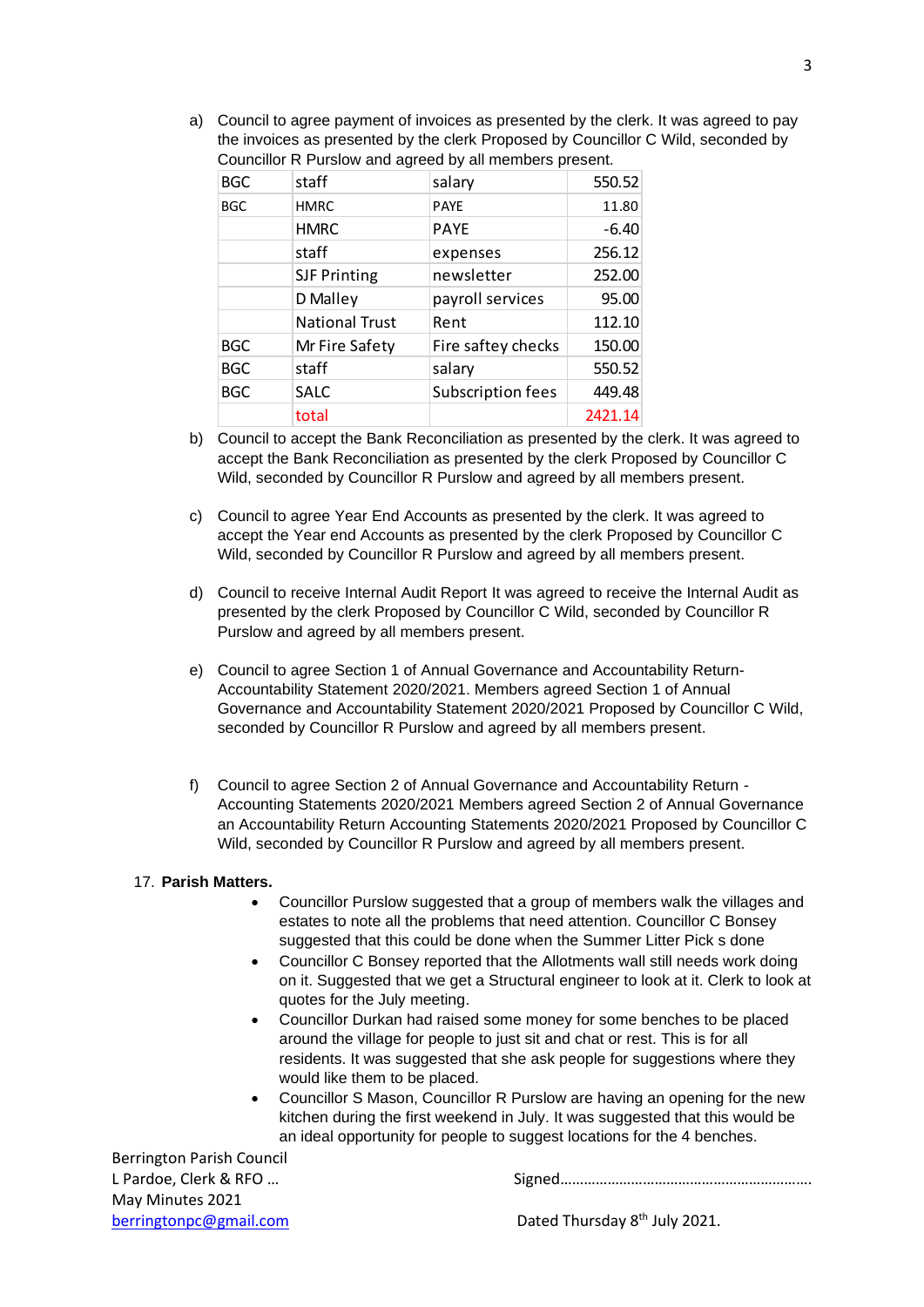a) Council to agree payment of invoices as presented by the clerk. It was agreed to pay the invoices as presented by the clerk Proposed by Councillor C Wild, seconded by Councillor R Purslow and agreed by all members present.

| | | | |
|---|---|---|---|
| BGC | staff | salary | 550.52 |
| BGC | HMRC | PAYE | 11.80 |
| | HMRC | PAYE | -6.40 |
| | staff | expenses | 256.12 |
| | SJF Printing | newsletter | 252.00 |
| | D Malley | payroll services | 95.00 |
| | National Trust | Rent | 112.10 |
| BGC | Mr Fire Safety | Fire saftey checks | 150.00 |
| BGC | staff | salary | 550.52 |
| BGC | SALC | Subscription fees | 449.48 |
| | total | | 2421.14 |

b) Council to accept the Bank Reconciliation as presented by the clerk. It was agreed to accept the Bank Reconciliation as presented by the clerk Proposed by Councillor C Wild, seconded by Councillor R Purslow and agreed by all members present.

c) Council to agree Year End Accounts as presented by the clerk. It was agreed to accept the Year end Accounts as presented by the clerk Proposed by Councillor C Wild, seconded by Councillor R Purslow and agreed by all members present.

d) Council to receive Internal Audit Report It was agreed to receive the Internal Audit as presented by the clerk Proposed by Councillor C Wild, seconded by Councillor R Purslow and agreed by all members present.

e) Council to agree Section 1 of Annual Governance and Accountability Return-Accountability Statement 2020/2021. Members agreed Section 1 of Annual Governance and Accountability Statement 2020/2021 Proposed by Councillor C Wild, seconded by Councillor R Purslow and agreed by all members present.

f) Council to agree Section 2 of Annual Governance and Accountability Return - Accounting Statements 2020/2021 Members agreed Section 2 of Annual Governance an Accountability Return Accounting Statements 2020/2021 Proposed by Councillor C Wild, seconded by Councillor R Purslow and agreed by all members present.

17. **Parish Matters.**

- Councillor Purslow suggested that a group of members walk the villages and estates to note all the problems that need attention. Councillor C Bonsey suggested that this could be done when the Summer Litter Pick s done
- Councillor C Bonsey reported that the Allotments wall still needs work doing on it. Suggested that we get a Structural engineer to look at it. Clerk to look at quotes for the July meeting.
- Councillor Durkan had raised some money for some benches to be placed around the village for people to just sit and chat or rest. This is for all residents. It was suggested that she ask people for suggestions where they would like them to be placed.
- Councillor S Mason, Councillor R Purslow are having an opening for the new kitchen during the first weekend in July. It was suggested that this would be an ideal opportunity for people to suggest locations for the 4 benches.

Berrington Parish Council
L Pardoe, Clerk & RFO …
May Minutes 2021
berringtonpc@gmail.com

Signed………………………………………………………

Dated Thursday 8th July 2021.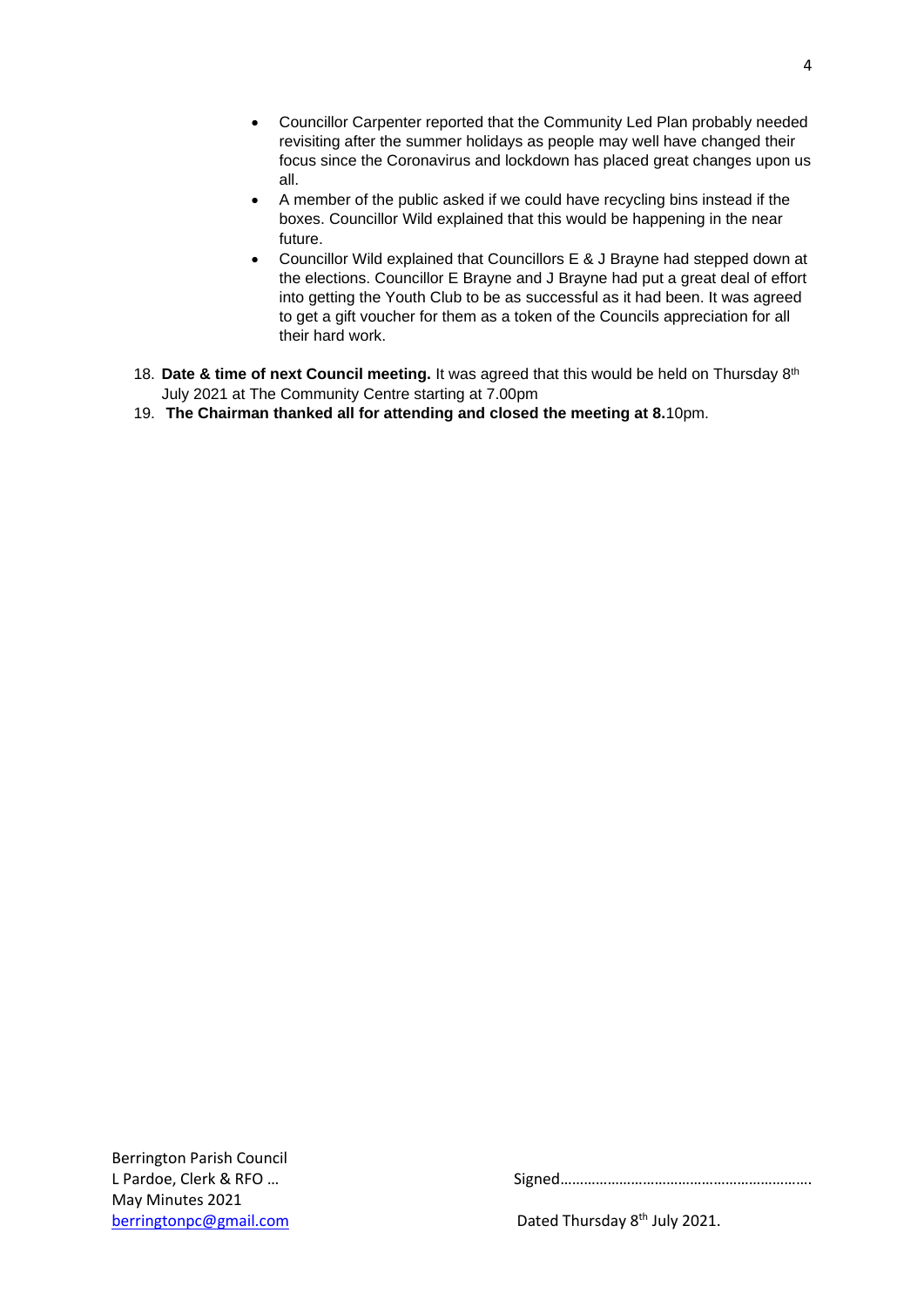- Councillor Carpenter reported that the Community Led Plan probably needed revisiting after the summer holidays as people may well have changed their focus since the Coronavirus and lockdown has placed great changes upon us all.
- A member of the public asked if we could have recycling bins instead if the boxes. Councillor Wild explained that this would be happening in the near future.
- Councillor Wild explained that Councillors E & J Brayne had stepped down at the elections. Councillor E Brayne and J Brayne had put a great deal of effort into getting the Youth Club to be as successful as it had been. It was agreed to get a gift voucher for them as a token of the Councils appreciation for all their hard work.

18. **Date & time of next Council meeting.** It was agreed that this would be held on Thursday 8th July 2021 at The Community Centre starting at 7.00pm
19. **The Chairman thanked all for attending and closed the meeting at 8.**10pm.

Berrington Parish Council
L Pardoe, Clerk & RFO …
May Minutes 2021
berringtonpc@gmail.com

Signed……………………………………………………….

Dated Thursday 8th July 2021.